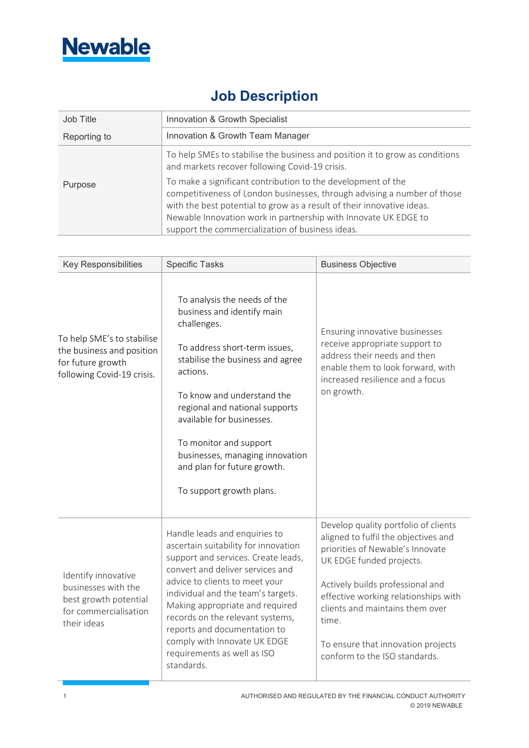Newable

# Job Description

| | |
|---|---|
| Job Title | Innovation & Growth Specialist |
| Reporting to | Innovation & Growth Team Manager |
| Purpose | To help SMEs to stabilise the business and position it to grow as conditions and markets recover following Covid-19 crisis.<br><br>To make a significant contribution to the development of the competitiveness of London businesses, through advising a number of those with the best potential to grow as a result of their innovative ideas. Newable Innovation work in partnership with Innovate UK EDGE to support the commercialization of business ideas. |

| Key Responsibilities | Specific Tasks | Business Objective |
|---|---|---|
| To help SME's to stabilise the business and position for future growth following Covid-19 crisis. | To analysis the needs of the business and identify main challenges.<br><br>To address short-term issues, stabilise the business and agree actions.<br><br>To know and understand the regional and national supports available for businesses.<br><br>To monitor and support businesses, managing innovation and plan for future growth.<br><br>To support growth plans. | Ensuring innovative businesses receive appropriate support to address their needs and then enable them to look forward, with increased resilience and a focus on growth. |
| Identify innovative businesses with the best growth potential for commercialisation their ideas | Handle leads and enquiries to ascertain suitability for innovation support and services. Create leads, convert and deliver services and advice to clients to meet your individual and the team's targets. Making appropriate and required records on the relevant systems, reports and documentation to comply with Innovate UK EDGE requirements as well as ISO standards. | Develop quality portfolio of clients aligned to fulfil the objectives and priorities of Newable's Innovate UK EDGE funded projects.<br><br>Actively builds professional and effective working relationships with clients and maintains them over time.<br><br>To ensure that innovation projects conform to the ISO standards. |

AUTHORISED AND REGULATED BY THE FINANCIAL CONDUCT AUTHORITY
© 2019 NEWABLE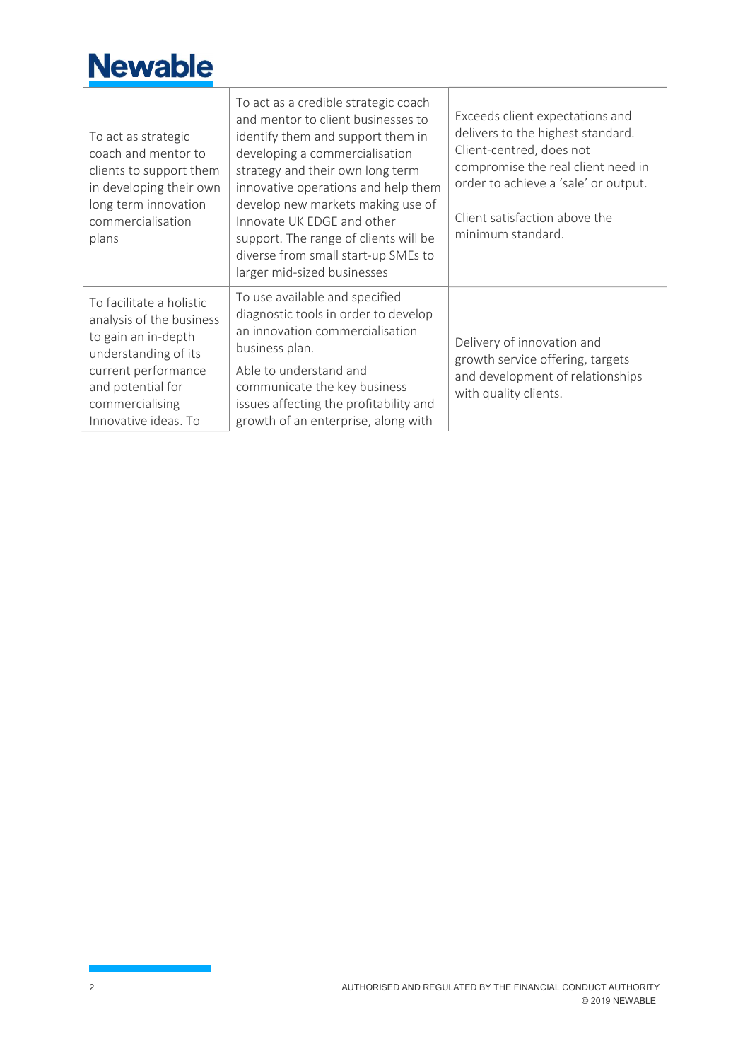| | | |
|---|---|---|
| To act as strategic coach and mentor to clients to support them in developing their own long term innovation commercialisation plans | To act as a credible strategic coach and mentor to client businesses to identify them and support them in developing a commercialisation strategy and their own long term innovative operations and help them develop new markets making use of Innovate UK EDGE and other support. The range of clients will be diverse from small start-up SMEs to larger mid-sized businesses | Exceeds client expectations and delivers to the highest standard. Client-centred, does not compromise the real client need in order to achieve a 'sale' or output.<br><br>Client satisfaction above the minimum standard. |
| To facilitate a holistic analysis of the business to gain an in-depth understanding of its current performance and potential for commercialising Innovative ideas. To | To use available and specified diagnostic tools in order to develop an innovation commercialisation business plan.<br><br>Able to understand and communicate the key business issues affecting the profitability and growth of an enterprise, along with | Delivery of innovation and growth service offering, targets and development of relationships with quality clients. |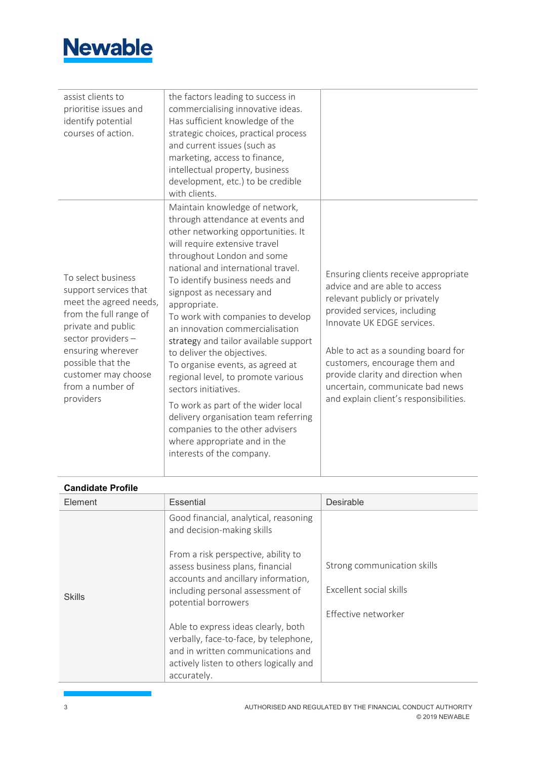| | | |
|---|---|---|
| assist clients to prioritise issues and identify potential courses of action. | the factors leading to success in commercialising innovative ideas. Has sufficient knowledge of the strategic choices, practical process and current issues (such as marketing, access to finance, intellectual property, business development, etc.) to be credible with clients. | |
| To select business support services that meet the agreed needs, from the full range of private and public sector providers – ensuring wherever possible that the customer may choose from a number of providers | Maintain knowledge of network, through attendance at events and other networking opportunities. It will require extensive travel throughout London and some national and international travel. To identify business needs and signpost as necessary and appropriate. To work with companies to develop an innovation commercialisation strategy and tailor available support to deliver the objectives. To organise events, as agreed at regional level, to promote various sectors initiatives. To work as part of the wider local delivery organisation team referring companies to the other advisers where appropriate and in the interests of the company. | Ensuring clients receive appropriate advice and are able to access relevant publicly or privately provided services, including Innovate UK EDGE services. Able to act as a sounding board for customers, encourage them and provide clarity and direction when uncertain, communicate bad news and explain client's responsibilities. |

**Candidate Profile**

| Element | Essential | Desirable |
|---|---|---|
| Skills | Good financial, analytical, reasoning and decision-making skills<br><br>From a risk perspective, ability to assess business plans, financial accounts and ancillary information, including personal assessment of potential borrowers<br><br>Able to express ideas clearly, both verbally, face-to-face, by telephone, and in written communications and actively listen to others logically and accurately. | Strong communication skills<br><br>Excellent social skills<br><br>Effective networker |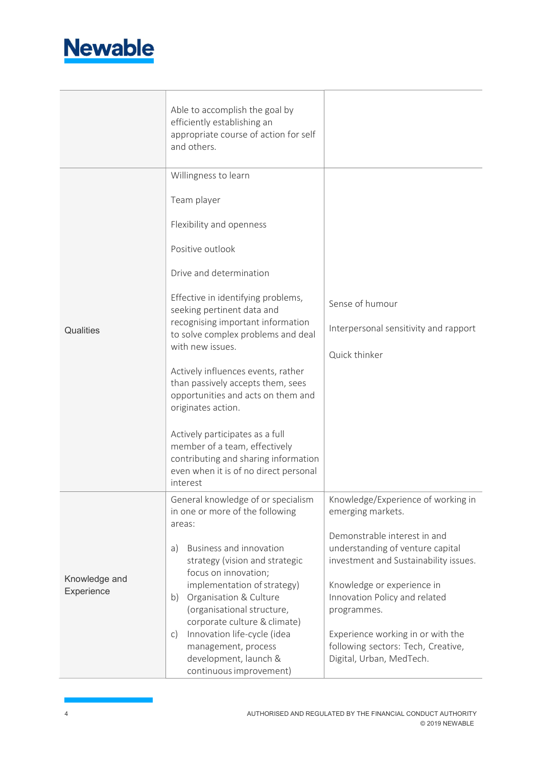| | | |
|---|---|---|
| | Able to accomplish the goal by efficiently establishing an appropriate course of action for self and others. | |
| Qualities | Willingness to learn<br><br>Team player<br><br>Flexibility and openness<br><br>Positive outlook<br><br>Drive and determination<br><br>Effective in identifying problems, seeking pertinent data and recognising important information to solve complex problems and deal with new issues.<br><br>Actively influences events, rather than passively accepts them, sees opportunities and acts on them and originates action.<br><br>Actively participates as a full member of a team, effectively contributing and sharing information even when it is of no direct personal interest | Sense of humour<br><br>Interpersonal sensitivity and rapport<br><br>Quick thinker |
| Knowledge and Experience | General knowledge of or specialism in one or more of the following areas:<br><br>a) Business and innovation strategy (vision and strategic focus on innovation; implementation of strategy)<br>b) Organisation & Culture (organisational structure, corporate culture & climate)<br>c) Innovation life-cycle (idea management, process development, launch & continuous improvement) | Knowledge/Experience of working in emerging markets.<br><br>Demonstrable interest in and understanding of venture capital investment and Sustainability issues.<br><br>Knowledge or experience in Innovation Policy and related programmes.<br><br>Experience working in or with the following sectors: Tech, Creative, Digital, Urban, MedTech. |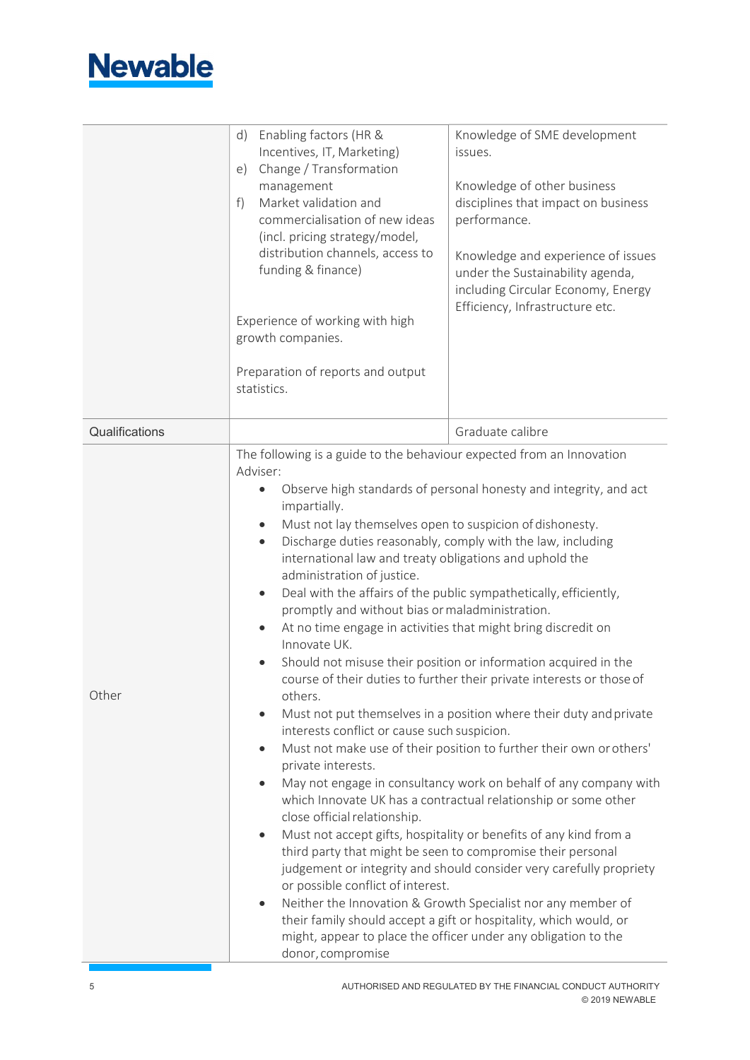| | | |
|---|---|---|
| | d) Enabling factors (HR & Incentives, IT, Marketing)<br>e) Change / Transformation management<br>f) Market validation and commercialisation of new ideas (incl. pricing strategy/model, distribution channels, access to funding & finance)<br><br>Experience of working with high growth companies.<br><br>Preparation of reports and output statistics. | Knowledge of SME development issues.<br><br>Knowledge of other business disciplines that impact on business performance.<br><br>Knowledge and experience of issues under the Sustainability agenda, including Circular Economy, Energy Efficiency, Infrastructure etc. |
| Qualifications | | Graduate calibre |
| Other | The following is a guide to the behaviour expected from an Innovation Adviser:<br>• Observe high standards of personal honesty and integrity, and act impartially.<br>• Must not lay themselves open to suspicion of dishonesty.<br>• Discharge duties reasonably, comply with the law, including international law and treaty obligations and uphold the administration of justice.<br>• Deal with the affairs of the public sympathetically, efficiently, promptly and without bias or maladministration.<br>• At no time engage in activities that might bring discredit on Innovate UK.<br>• Should not misuse their position or information acquired in the course of their duties to further their private interests or those of others.<br>• Must not put themselves in a position where their duty and private interests conflict or cause such suspicion.<br>• Must not make use of their position to further their own or others' private interests.<br>• May not engage in consultancy work on behalf of any company with which Innovate UK has a contractual relationship or some other close official relationship.<br>• Must not accept gifts, hospitality or benefits of any kind from a third party that might be seen to compromise their personal judgement or integrity and should consider very carefully propriety or possible conflict of interest.<br>• Neither the Innovation & Growth Specialist nor any member of their family should accept a gift or hospitality, which would, or might, appear to place the officer under any obligation to the donor, compromise | |

AUTHORISED AND REGULATED BY THE FINANCIAL CONDUCT AUTHORITY
© 2019 NEWABLE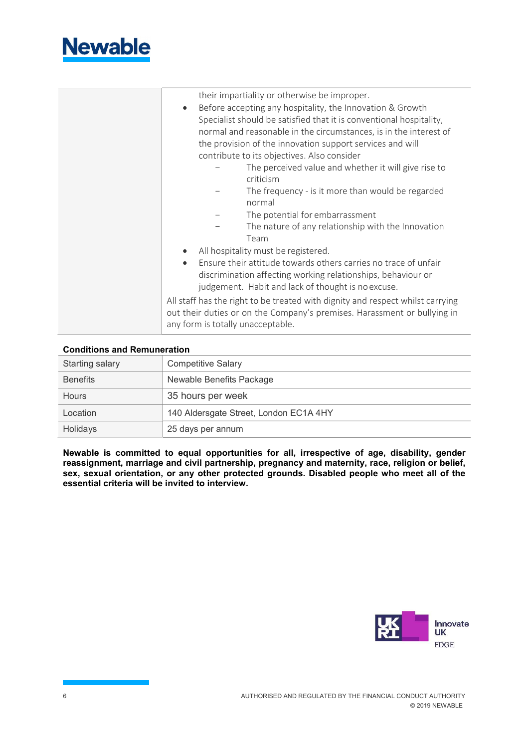| | |
|---|---|
| | their impartiality or otherwise be improper.<br>• Before accepting any hospitality, the Innovation & Growth Specialist should be satisfied that it is conventional hospitality, normal and reasonable in the circumstances, is in the interest of the provision of the innovation support services and will contribute to its objectives. Also consider<br>– The perceived value and whether it will give rise to criticism<br>– The frequency - is it more than would be regarded normal<br>– The potential for embarrassment<br>– The nature of any relationship with the Innovation Team<br>• All hospitality must be registered.<br>• Ensure their attitude towards others carries no trace of unfair discrimination affecting working relationships, behaviour or judgement. Habit and lack of thought is no excuse.<br>All staff has the right to be treated with dignity and respect whilst carrying out their duties or on the Company's premises. Harassment or bullying in any form is totally unacceptable. |

**Conditions and Remuneration**

| | |
|---|---|
| Starting salary | Competitive Salary |
| Benefits | Newable Benefits Package |
| Hours | 35 hours per week |
| Location | 140 Aldersgate Street, London EC1A 4HY |
| Holidays | 25 days per annum |

**Newable is committed to equal opportunities for all, irrespective of age, disability, gender reassignment, marriage and civil partnership, pregnancy and maternity, race, religion or belief, sex, sexual orientation, or any other protected grounds. Disabled people who meet all of the essential criteria will be invited to interview.**

AUTHORISED AND REGULATED BY THE FINANCIAL CONDUCT AUTHORITY
© 2019 NEWABLE